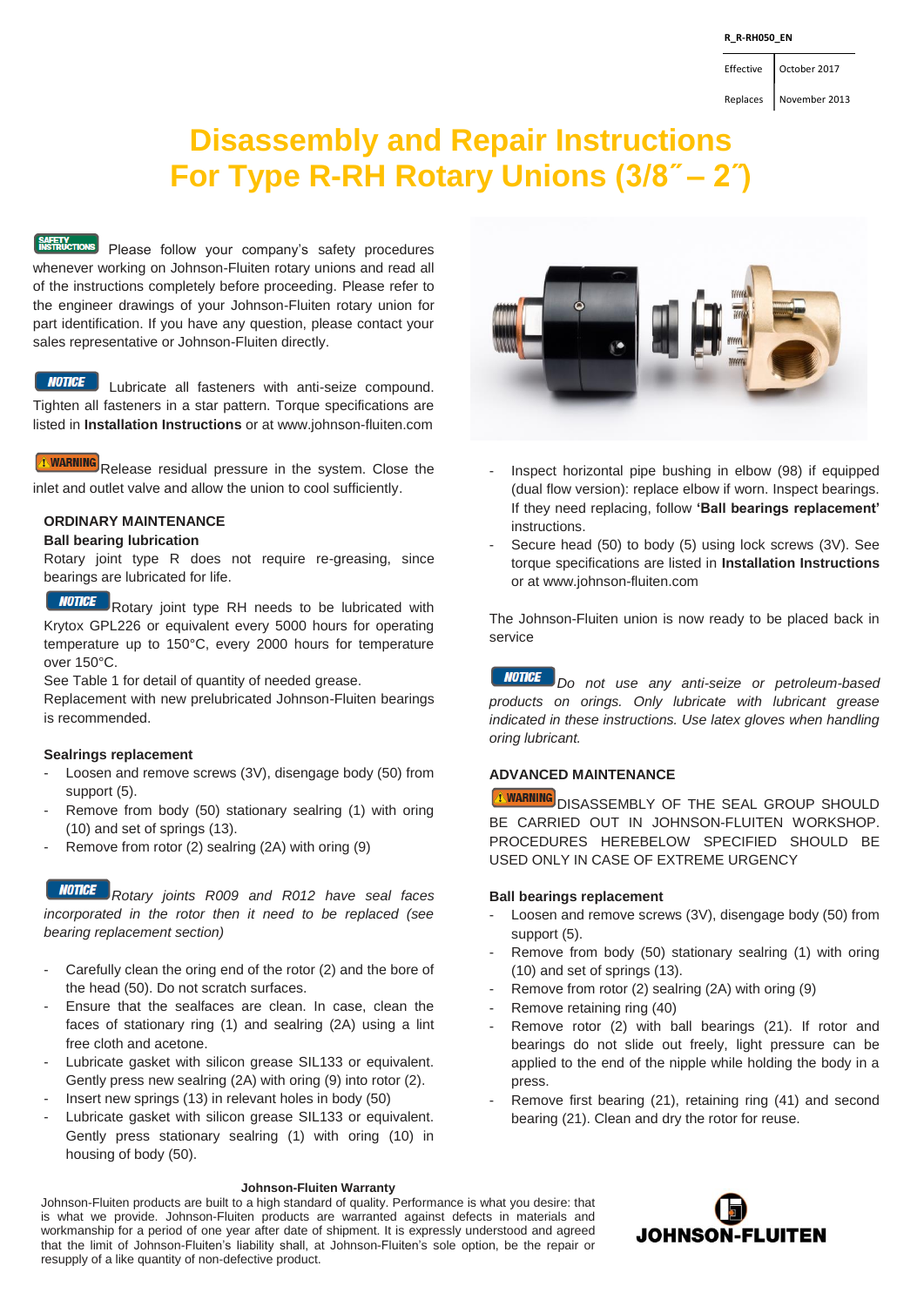R_R-RH050_EN

| Effective | October 2017 |
|---|---|
| Replaces | November 2013 |

# Disassembly and Repair Instructions For Type R-RH Rotary Unions (3/8˝ – 2˝)

SAFETY INSTRUCTIONS Please follow your company's safety procedures whenever working on Johnson-Fluiten rotary unions and read all of the instructions completely before proceeding. Please refer to the engineer drawings of your Johnson-Fluiten rotary union for part identification. If you have any question, please contact your sales representative or Johnson-Fluiten directly.

NOTICE Lubricate all fasteners with anti-seize compound. Tighten all fasteners in a star pattern. Torque specifications are listed in **Installation Instructions** or at www.johnson-fluiten.com

WARNING Release residual pressure in the system. Close the inlet and outlet valve and allow the union to cool sufficiently.

## ORDINARY MAINTENANCE

### Ball bearing lubrication

Rotary joint type R does not require re-greasing, since bearings are lubricated for life.

NOTICE Rotary joint type RH needs to be lubricated with Krytox GPL226 or equivalent every 5000 hours for operating temperature up to 150°C, every 2000 hours for temperature over 150°C.
See Table 1 for detail of quantity of needed grease.
Replacement with new prelubricated Johnson-Fluiten bearings is recommended.

### Sealrings replacement

- Loosen and remove screws (3V), disengage body (50) from support (5).
- Remove from body (50) stationary sealring (1) with oring (10) and set of springs (13).
- Remove from rotor (2) sealring (2A) with oring (9)

NOTICE *Rotary joints R009 and R012 have seal faces incorporated in the rotor then it need to be replaced (see bearing replacement section)*

- Carefully clean the oring end of the rotor (2) and the bore of the head (50). Do not scratch surfaces.
- Ensure that the sealfaces are clean. In case, clean the faces of stationary ring (1) and sealring (2A) using a lint free cloth and acetone.
- Lubricate gasket with silicon grease SIL133 or equivalent. Gently press new sealring (2A) with oring (9) into rotor (2).
- Insert new springs (13) in relevant holes in body (50)
- Lubricate gasket with silicon grease SIL133 or equivalent. Gently press stationary sealring (1) with oring (10) in housing of body (50).
- Inspect horizontal pipe bushing in elbow (98) if equipped (dual flow version): replace elbow if worn. Inspect bearings. If they need replacing, follow **'Ball bearings replacement'** instructions.
- Secure head (50) to body (5) using lock screws (3V). See torque specifications are listed in **Installation Instructions** or at www.johnson-fluiten.com

The Johnson-Fluiten union is now ready to be placed back in service

NOTICE *Do not use any anti-seize or petroleum-based products on orings. Only lubricate with lubricant grease indicated in these instructions. Use latex gloves when handling oring lubricant.*

## ADVANCED MAINTENANCE

WARNING DISASSEMBLY OF THE SEAL GROUP SHOULD BE CARRIED OUT IN JOHNSON-FLUITEN WORKSHOP. PROCEDURES HEREBELOW SPECIFIED SHOULD BE USED ONLY IN CASE OF EXTREME URGENCY

### Ball bearings replacement

- Loosen and remove screws (3V), disengage body (50) from support (5).
- Remove from body (50) stationary sealring (1) with oring (10) and set of springs (13).
- Remove from rotor (2) sealring (2A) with oring (9)
- Remove retaining ring (40)
- Remove rotor (2) with ball bearings (21). If rotor and bearings do not slide out freely, light pressure can be applied to the end of the nipple while holding the body in a press.
- Remove first bearing (21), retaining ring (41) and second bearing (21). Clean and dry the rotor for reuse.

**Johnson-Fluiten Warranty**

Johnson-Fluiten products are built to a high standard of quality. Performance is what you desire: that is what we provide. Johnson-Fluiten products are warranted against defects in materials and workmanship for a period of one year after date of shipment. It is expressly understood and agreed that the limit of Johnson-Fluiten's liability shall, at Johnson-Fluiten's sole option, be the repair or resupply of a like quantity of non-defective product.

JOHNSON-FLUITEN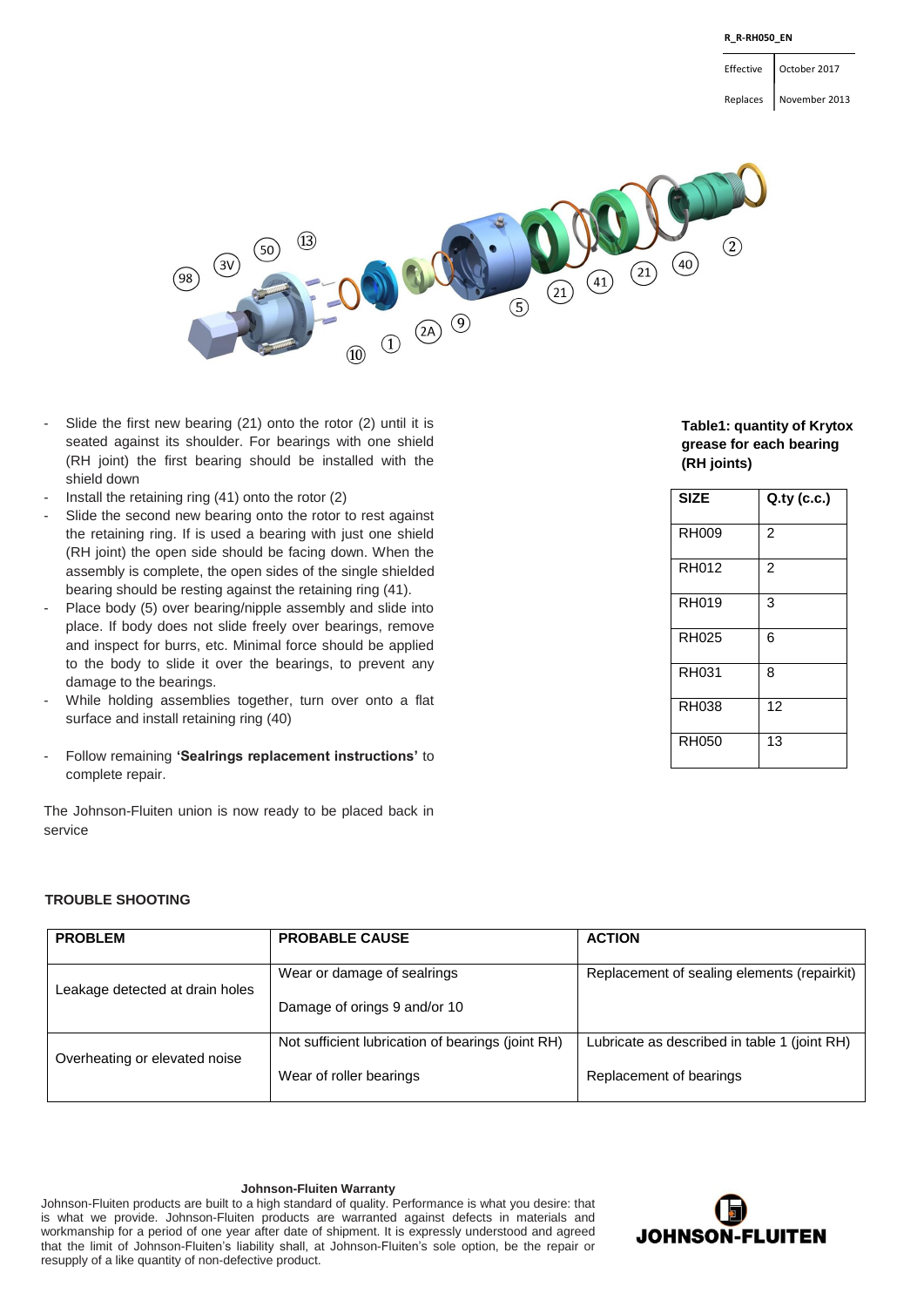- Slide the first new bearing (21) onto the rotor (2) until it is seated against its shoulder. For bearings with one shield (RH joint) the first bearing should be installed with the shield down
- Install the retaining ring (41) onto the rotor (2)
- Slide the second new bearing onto the rotor to rest against the retaining ring. If is used a bearing with just one shield (RH joint) the open side should be facing down. When the assembly is complete, the open sides of the single shielded bearing should be resting against the retaining ring (41).
- Place body (5) over bearing/nipple assembly and slide into place. If body does not slide freely over bearings, remove and inspect for burrs, etc. Minimal force should be applied to the body to slide it over the bearings, to prevent any damage to the bearings.
- While holding assemblies together, turn over onto a flat surface and install retaining ring (40)
- Follow remaining **'Sealrings replacement instructions'** to complete repair.

The Johnson-Fluiten union is now ready to be placed back in service

**Table1: quantity of Krytox grease for each bearing (RH joints)**

| SIZE | Q.ty (c.c.) |
|---|---|
| RH009 | 2 |
| RH012 | 2 |
| RH019 | 3 |
| RH025 | 6 |
| RH031 | 8 |
| RH038 | 12 |
| RH050 | 13 |

## TROUBLE SHOOTING

| PROBLEM | PROBABLE CAUSE | ACTION |
|---|---|---|
| Leakage detected at drain holes | Wear or damage of sealrings<br>Damage of orings 9 and/or 10 | Replacement of sealing elements (repairkit) |
| Overheating or elevated noise | Not sufficient lubrication of bearings (joint RH)<br>Wear of roller bearings | Lubricate as described in table 1 (joint RH)<br>Replacement of bearings |

**Johnson-Fluiten Warranty**

Johnson-Fluiten products are built to a high standard of quality. Performance is what you desire: that is what we provide. Johnson-Fluiten products are warranted against defects in materials and workmanship for a period of one year after date of shipment. It is expressly understood and agreed that the limit of Johnson-Fluiten's liability shall, at Johnson-Fluiten's sole option, be the repair or resupply of a like quantity of non-defective product.